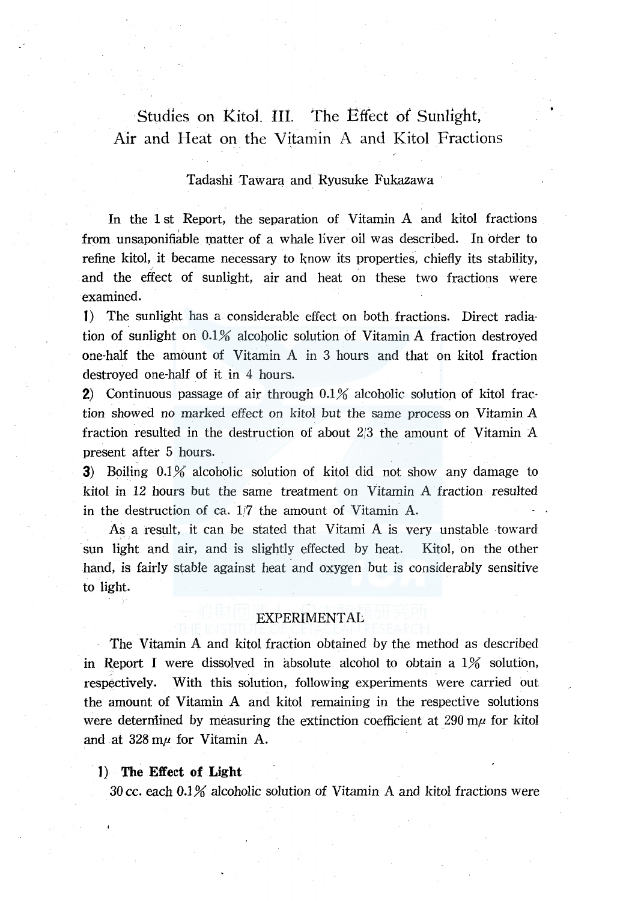# Studies on Kitol. III. The Effect of Sunlight, Air and Heat on the Vitamin A and Kitol Fractions

Tadashi Tawara and Ryusuke Fukazawa

In the 1 st Report, the separation of Vitamin A and kitol fractions from unsaponifiable matter of a whale liver oil was described. In order to refine kitol, it became necessary to know its properties, chiefly its stability, and the effect of sunlight, air and heat on these two fractions were examined.

1) The sunlight has a considerable effect on both fractions. Direct radiation of sunlight on 0.1% alcoholic solution of Vitamin A fraction destroyed one-half the amount of Vitamin A in 3 hours and that on kitol fraction destroyed one-half of it in 4 hours.

2) Continuous passage of air through 0.1% alcoholic solution of kitol fraction showed no marked effect on kitol but the same process on Vitamin A fraction resulted in the destruction of about 2/3 the amount of Vitamin A present after 5 hours.

3) Boiling 0.1% alcoholic solution of kitol did not show any damage to kitol in 12 hours but the same treatment on Vitamin A fraction resulted in the destruction of ca. 1/7 the amount of Vitamin A.

As a result, it can be stated that Vitami A is very unstable toward sun light and air, and is slightly effected by heat. Kitol, on the other hand, is fairly stable against heat and oxygen but is considerably sensitive to light.

## EXPERIMENTAL

The Vitamin A and kitol fraction obtained by the method as described in Report I were dissolved in absolute alcohol to obtain a 1% solution, respectively. With this solution, following experiments were carried out the amount of Vitamin A and kitol remaining in the respective solutions were determined by measuring the extinction coefficient at 290 m$\mu$ for kitol and at 328 m$\mu$ for Vitamin A.

### 1) The Effect of Light

30 cc. each 0.1% alcoholic solution of Vitamin A and kitol fractions were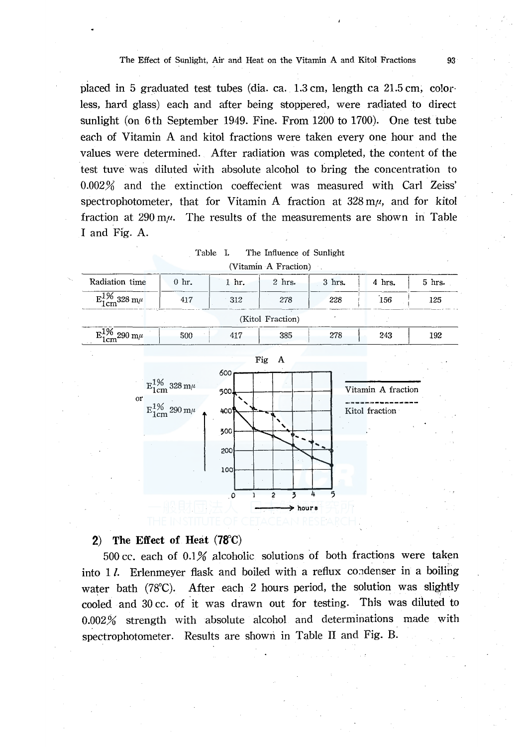placed in 5 graduated test tubes (dia. ca. 1.3 cm, length ca 21.5 cm, colorless, hard glass) each and after being stoppered, were radiated to direct sunlight (on 6th September 1949. Fine. From 1200 to 1700). One test tube each of Vitamin A and kitol fractions were taken every one hour and the values were determined. After radiation was completed, the content of the test tuve was diluted with absolute alcohol to bring the concentration to 0.002% and the extinction coeffecient was measured with Carl Zeiss' spectrophotometer, that for Vitamin A fraction at 328 mμ, and for kitol fraction at 290 mμ. The results of the measurements are shown in Table I and Fig. A.

Table I. The Influence of Sunlight

| (Vitamin A Fraction) | | | | | | |
|---|---|---|---|---|---|---|
| Radiation time | 0 hr. | 1 hr. | 2 hrs. | 3 hrs. | 4 hrs. | 5 hrs. |
| $E^{1\%}_{1cm}$ 328 mμ | 417 | 312 | 278 | 228 | 156 | 125 |
| **(Kitol Fraction)** | | | | | | |
| $E^{1\%}_{1cm}$ 290 mμ | 500 | 417 | 385 | 278 | 243 | 192 |

Fig A

$E^{1\%}_{1cm}$ 328 mμ or $E^{1\%}_{1cm}$ 290 mμ

—— Vitamin A fraction

- - - - Kitol fraction

hours

## 2) The Effect of Heat (78°C)

500 cc. each of 0.1% alcoholic solutions of both fractions were taken into 1 *l*. Erlenmeyer flask and boiled with a reflux condenser in a boiling water bath (78°C). After each 2 hours period, the solution was slightly cooled and 30 cc. of it was drawn out for testing. This was diluted to 0.002% strength with absolute alcohol and determinations made with spectrophotometer. Results are shown in Table II and Fig. B.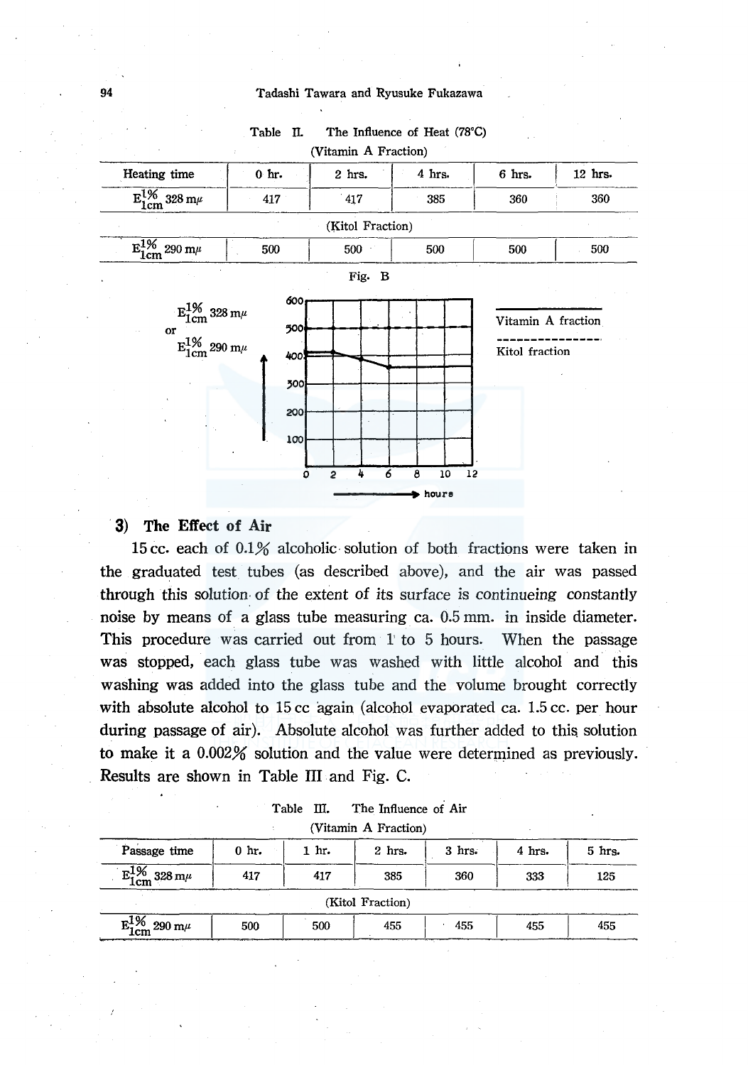Table II. The Influence of Heat (78°C)

(Vitamin A Fraction)

| Heating time | 0 hr. | 2 hrs. | 4 hrs. | 6 hrs. | 12 hrs. |
|---|---|---|---|---|---|
| $E^{1\%}_{1cm}$ 328 m$\mu$ | 417 | 417 | 385 | 360 | 360 |
| (Kitol Fraction) | | | | | |
| $E^{1\%}_{1cm}$ 290 m$\mu$ | 500 | 500 | 500 | 500 | 500 |

Fig. B

$E^{1\%}_{1cm}$ 328 m$\mu$ or $E^{1\%}_{1cm}$ 290 m$\mu$

Vitamin A fraction (solid line); Kitol fraction (dashed line)

hours

### 3) The Effect of Air

15 cc. each of 0.1% alcoholic solution of both fractions were taken in the graduated test tubes (as described above), and the air was passed through this solution of the extent of its surface is continueing constantly noise by means of a glass tube measuring ca. 0.5 mm. in inside diameter. This procedure was carried out from 1 to 5 hours. When the passage was stopped, each glass tube was washed with little alcohol and this washing was added into the glass tube and the volume brought correctly with absolute alcohol to 15 cc again (alcohol evaporated ca. 1.5 cc. per hour during passage of air). Absolute alcohol was further added to this solution to make it a 0.002% solution and the value were determined as previously. Results are shown in Table III and Fig. C.

Table III. The Influence of Air

(Vitamin A Fraction)

| Passage time | 0 hr. | 1 hr. | 2 hrs. | 3 hrs. | 4 hrs. | 5 hrs. |
|---|---|---|---|---|---|---|
| $E^{1\%}_{1cm}$ 328 m$\mu$ | 417 | 417 | 385 | 360 | 333 | 125 |
| (Kitol Fraction) | | | | | | |
| $E^{1\%}_{1cm}$ 290 m$\mu$ | 500 | 500 | 455 | 455 | 455 | 455 |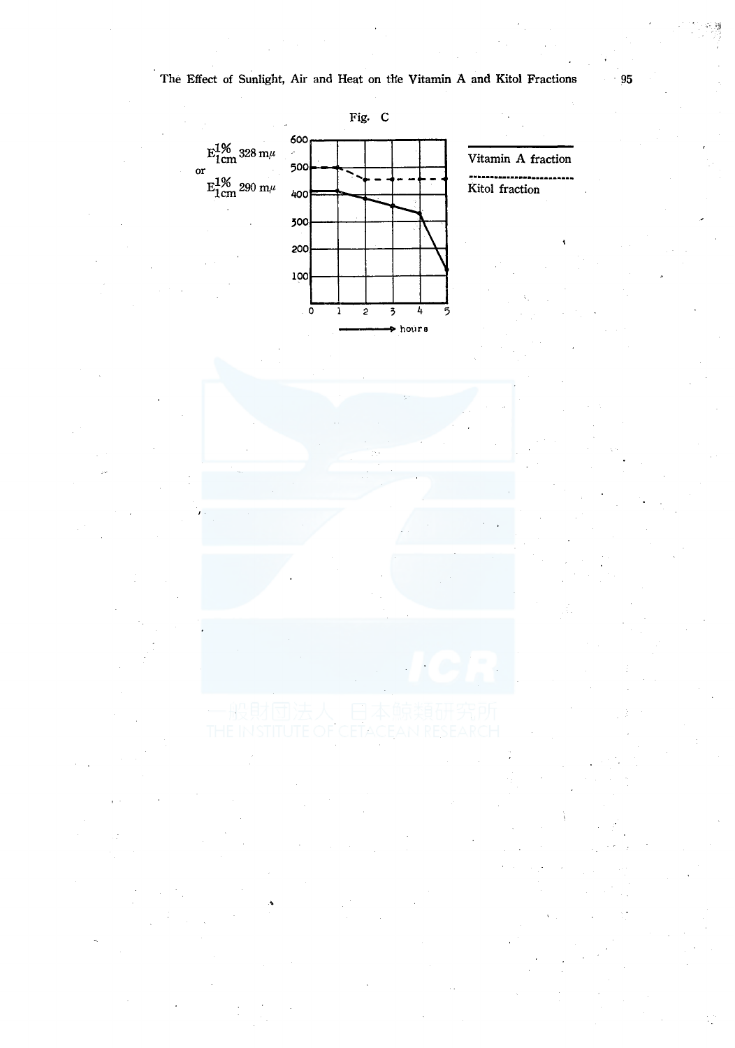Fig. C

$E^{1\%}_{1cm}$ 328 m$\mu$

or

$E^{1\%}_{1cm}$ 290 m$\mu$

600

500

400

300

200

100

0 1 2 3 4 5

hours

Vitamin A fraction

Kitol fraction